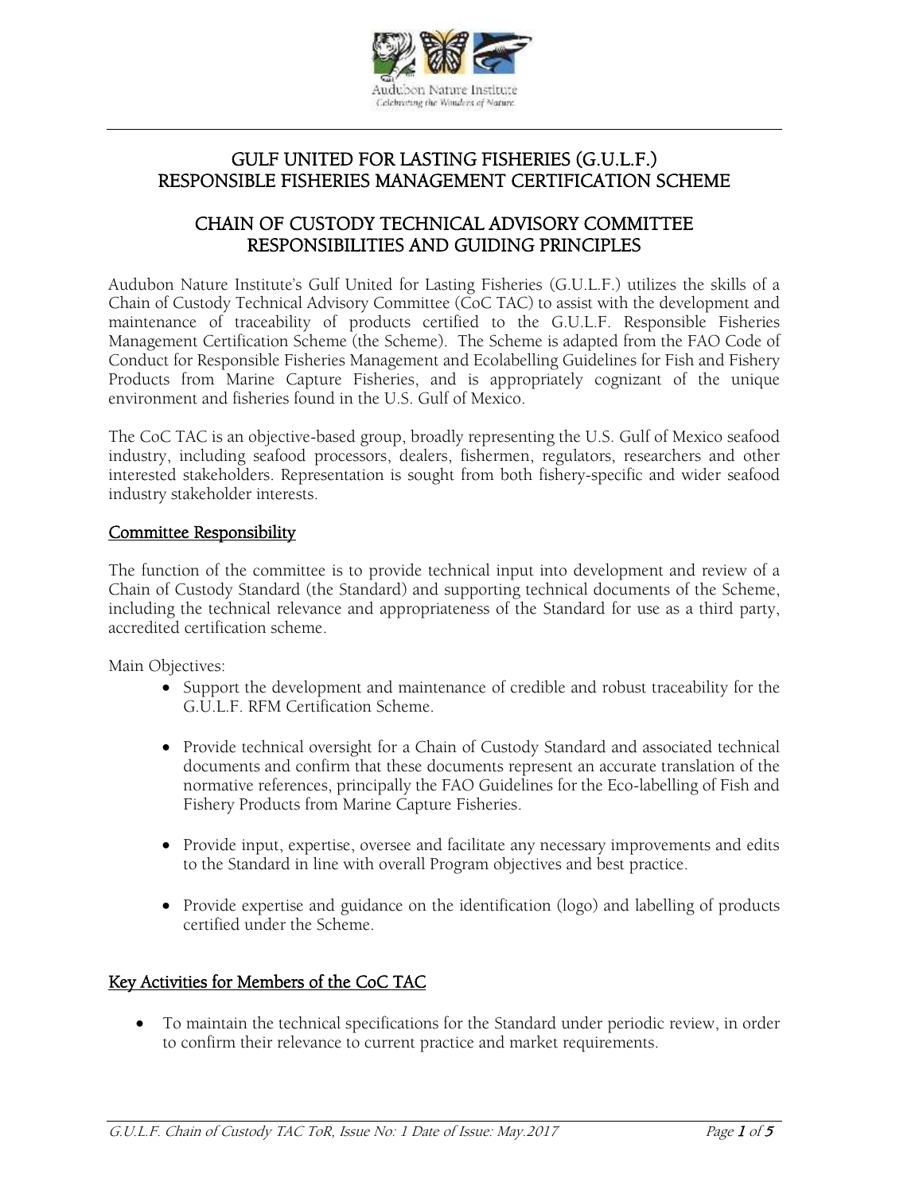# GULF UNITED FOR LASTING FISHERIES (G.U.L.F.) RESPONSIBLE FISHERIES MANAGEMENT CERTIFICATION SCHEME

## CHAIN OF CUSTODY TECHNICAL ADVISORY COMMITTEE RESPONSIBILITIES AND GUIDING PRINCIPLES

Audubon Nature Institute's Gulf United for Lasting Fisheries (G.U.L.F.) utilizes the skills of a Chain of Custody Technical Advisory Committee (CoC TAC) to assist with the development and maintenance of traceability of products certified to the G.U.L.F. Responsible Fisheries Management Certification Scheme (the Scheme). The Scheme is adapted from the FAO Code of Conduct for Responsible Fisheries Management and Ecolabelling Guidelines for Fish and Fishery Products from Marine Capture Fisheries, and is appropriately cognizant of the unique environment and fisheries found in the U.S. Gulf of Mexico.

The CoC TAC is an objective-based group, broadly representing the U.S. Gulf of Mexico seafood industry, including seafood processors, dealers, fishermen, regulators, researchers and other interested stakeholders. Representation is sought from both fishery-specific and wider seafood industry stakeholder interests.

### Committee Responsibility

The function of the committee is to provide technical input into development and review of a Chain of Custody Standard (the Standard) and supporting technical documents of the Scheme, including the technical relevance and appropriateness of the Standard for use as a third party, accredited certification scheme.

Main Objectives:

- Support the development and maintenance of credible and robust traceability for the G.U.L.F. RFM Certification Scheme.
- Provide technical oversight for a Chain of Custody Standard and associated technical documents and confirm that these documents represent an accurate translation of the normative references, principally the FAO Guidelines for the Eco-labelling of Fish and Fishery Products from Marine Capture Fisheries.
- Provide input, expertise, oversee and facilitate any necessary improvements and edits to the Standard in line with overall Program objectives and best practice.
- Provide expertise and guidance on the identification (logo) and labelling of products certified under the Scheme.

### Key Activities for Members of the CoC TAC

- To maintain the technical specifications for the Standard under periodic review, in order to confirm their relevance to current practice and market requirements.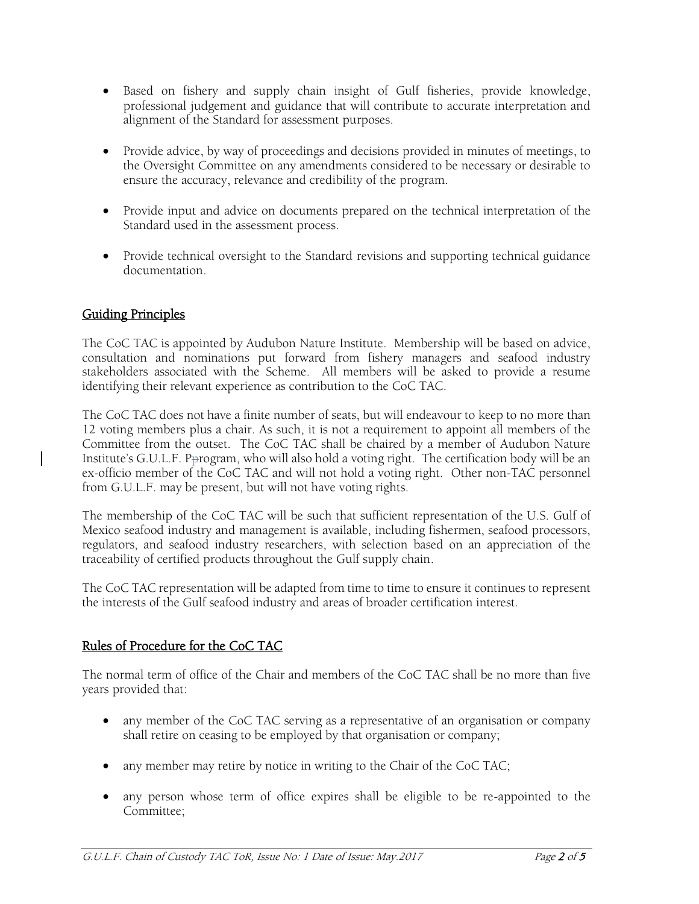- Based on fishery and supply chain insight of Gulf fisheries, provide knowledge, professional judgement and guidance that will contribute to accurate interpretation and alignment of the Standard for assessment purposes.

- Provide advice, by way of proceedings and decisions provided in minutes of meetings, to the Oversight Committee on any amendments considered to be necessary or desirable to ensure the accuracy, relevance and credibility of the program.

- Provide input and advice on documents prepared on the technical interpretation of the Standard used in the assessment process.

- Provide technical oversight to the Standard revisions and supporting technical guidance documentation.

## Guiding Principles

The CoC TAC is appointed by Audubon Nature Institute. Membership will be based on advice, consultation and nominations put forward from fishery managers and seafood industry stakeholders associated with the Scheme. All members will be asked to provide a resume identifying their relevant experience as contribution to the CoC TAC.

The CoC TAC does not have a finite number of seats, but will endeavour to keep to no more than 12 voting members plus a chair. As such, it is not a requirement to appoint all members of the Committee from the outset. The CoC TAC shall be chaired by a member of Audubon Nature Institute's G.U.L.F. Program, who will also hold a voting right. The certification body will be an ex-officio member of the CoC TAC and will not hold a voting right. Other non-TAC personnel from G.U.L.F. may be present, but will not have voting rights.

The membership of the CoC TAC will be such that sufficient representation of the U.S. Gulf of Mexico seafood industry and management is available, including fishermen, seafood processors, regulators, and seafood industry researchers, with selection based on an appreciation of the traceability of certified products throughout the Gulf supply chain.

The CoC TAC representation will be adapted from time to time to ensure it continues to represent the interests of the Gulf seafood industry and areas of broader certification interest.

## Rules of Procedure for the CoC TAC

The normal term of office of the Chair and members of the CoC TAC shall be no more than five years provided that:

- any member of the CoC TAC serving as a representative of an organisation or company shall retire on ceasing to be employed by that organisation or company;

- any member may retire by notice in writing to the Chair of the CoC TAC;

- any person whose term of office expires shall be eligible to be re-appointed to the Committee;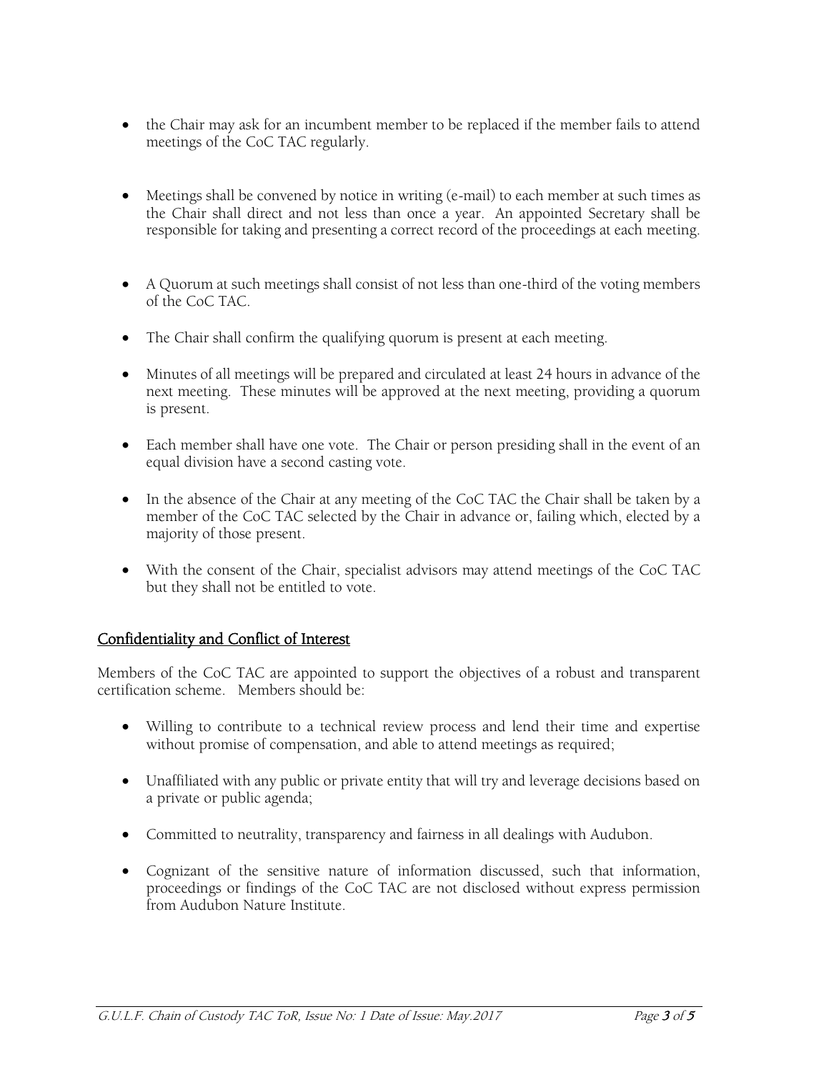- the Chair may ask for an incumbent member to be replaced if the member fails to attend meetings of the CoC TAC regularly.

- Meetings shall be convened by notice in writing (e-mail) to each member at such times as the Chair shall direct and not less than once a year. An appointed Secretary shall be responsible for taking and presenting a correct record of the proceedings at each meeting.

- A Quorum at such meetings shall consist of not less than one-third of the voting members of the CoC TAC.

- The Chair shall confirm the qualifying quorum is present at each meeting.

- Minutes of all meetings will be prepared and circulated at least 24 hours in advance of the next meeting. These minutes will be approved at the next meeting, providing a quorum is present.

- Each member shall have one vote. The Chair or person presiding shall in the event of an equal division have a second casting vote.

- In the absence of the Chair at any meeting of the CoC TAC the Chair shall be taken by a member of the CoC TAC selected by the Chair in advance or, failing which, elected by a majority of those present.

- With the consent of the Chair, specialist advisors may attend meetings of the CoC TAC but they shall not be entitled to vote.

## Confidentiality and Conflict of Interest

Members of the CoC TAC are appointed to support the objectives of a robust and transparent certification scheme. Members should be:

- Willing to contribute to a technical review process and lend their time and expertise without promise of compensation, and able to attend meetings as required;

- Unaffiliated with any public or private entity that will try and leverage decisions based on a private or public agenda;

- Committed to neutrality, transparency and fairness in all dealings with Audubon.

- Cognizant of the sensitive nature of information discussed, such that information, proceedings or findings of the CoC TAC are not disclosed without express permission from Audubon Nature Institute.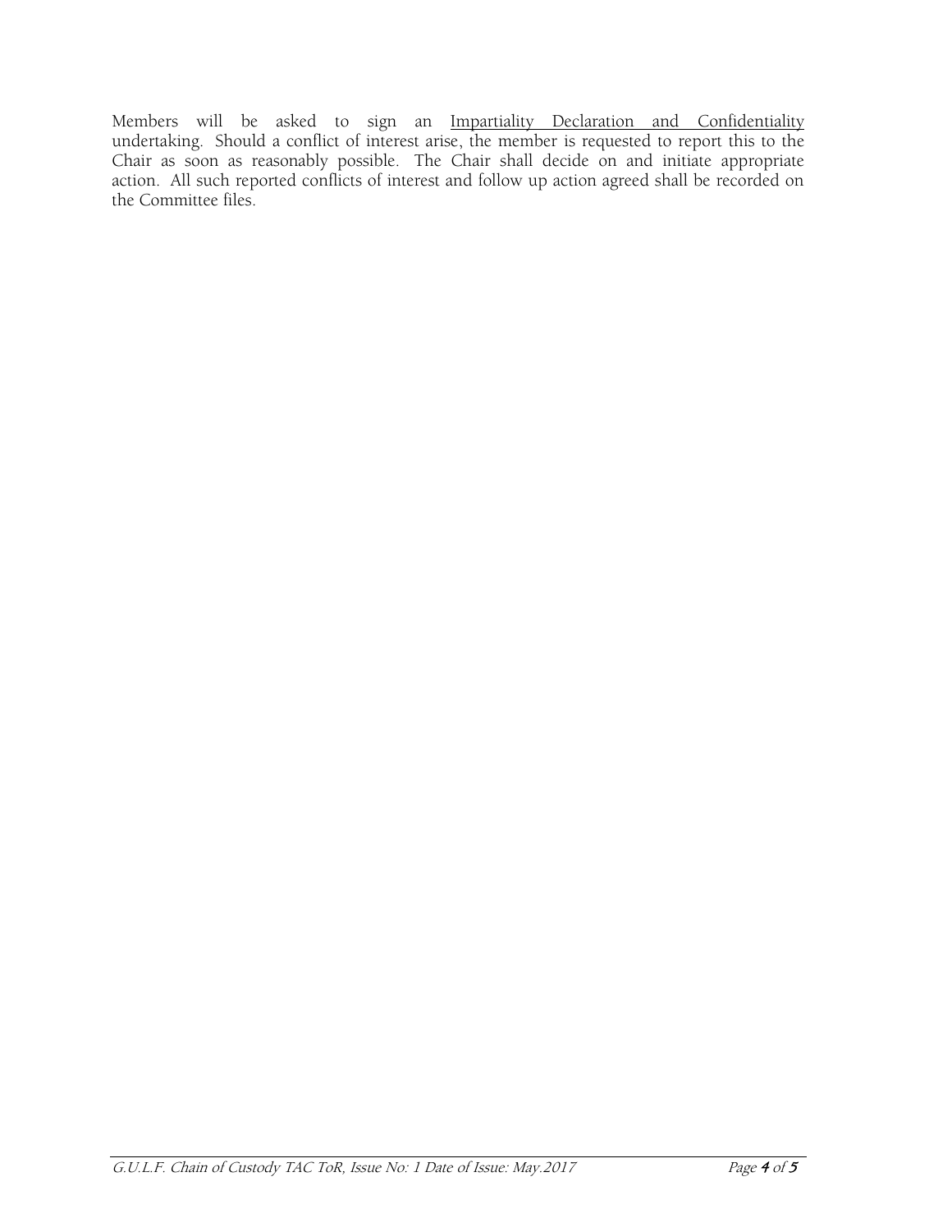Members will be asked to sign an Impartiality Declaration and Confidentiality undertaking. Should a conflict of interest arise, the member is requested to report this to the Chair as soon as reasonably possible. The Chair shall decide on and initiate appropriate action. All such reported conflicts of interest and follow up action agreed shall be recorded on the Committee files.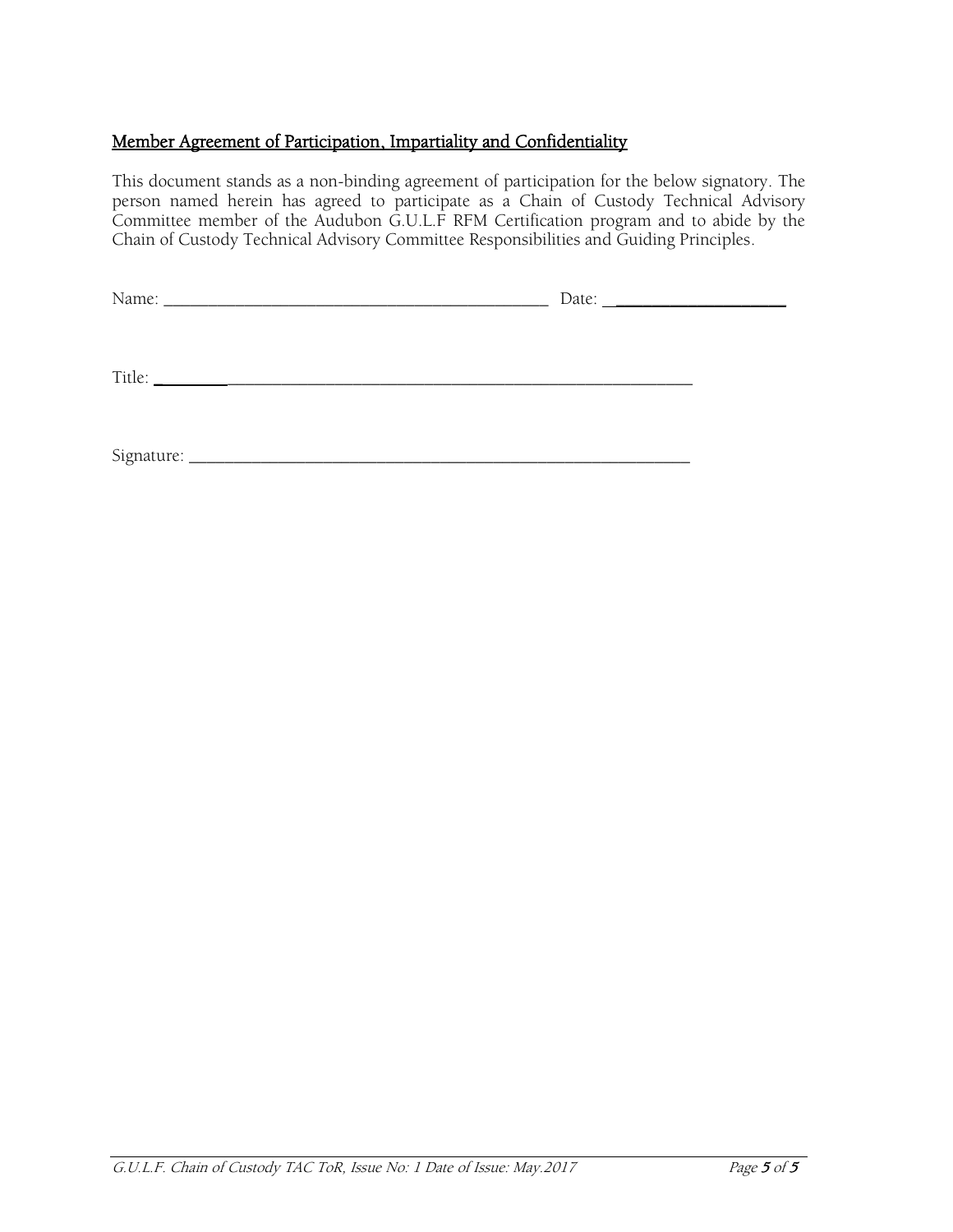## Member Agreement of Participation, Impartiality and Confidentiality

This document stands as a non-binding agreement of participation for the below signatory. The person named herein has agreed to participate as a Chain of Custody Technical Advisory Committee member of the Audubon G.U.L.F RFM Certification program and to abide by the Chain of Custody Technical Advisory Committee Responsibilities and Guiding Principles.

Name: ______________________________________________ Date: ____________________

Title: ________________________________________________________________

Signature: ____________________________________________________________